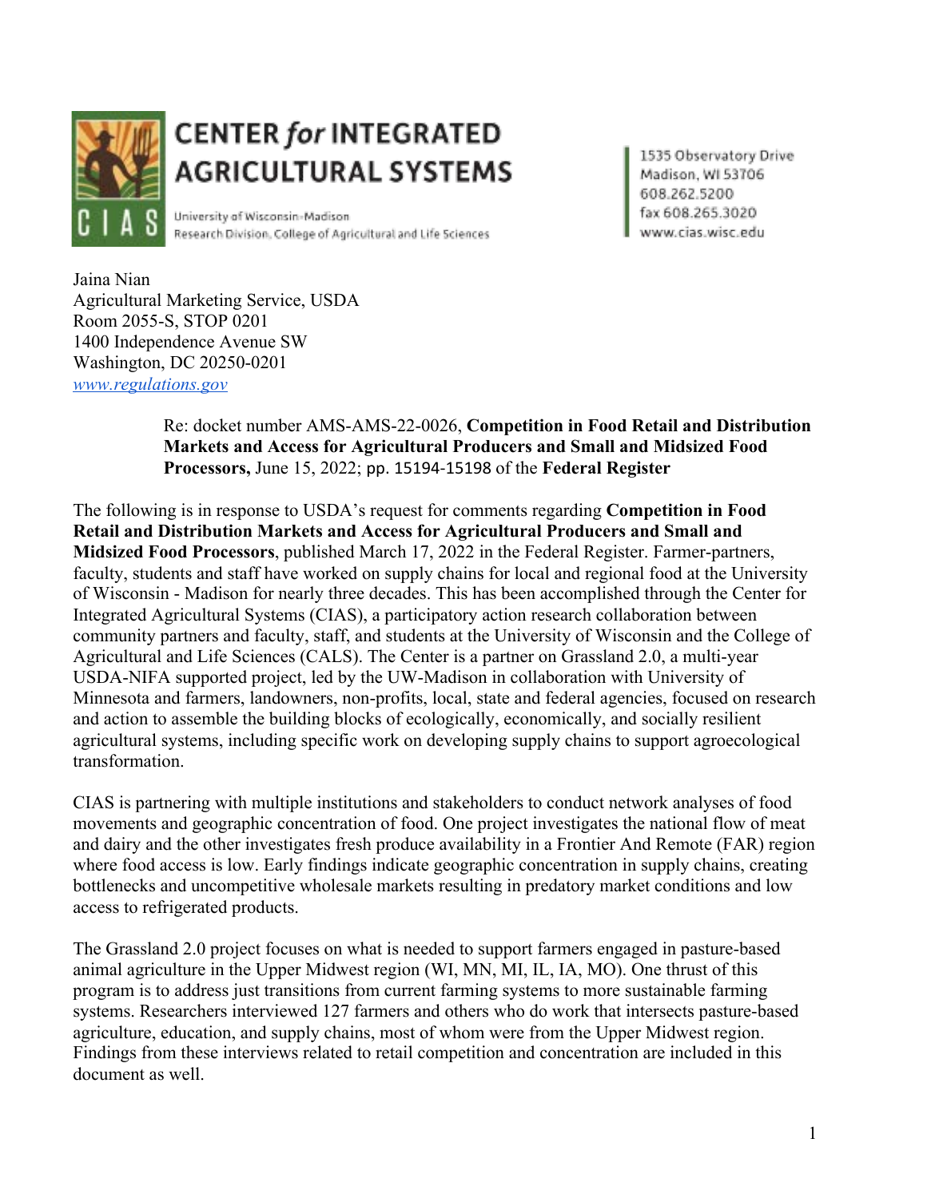**CENTER *for* INTEGRATED AGRICULTURAL SYSTEMS**

University of Wisconsin-Madison
Research Division, College of Agricultural and Life Sciences

1535 Observatory Drive
Madison, WI 53706
608.262.5200
fax 608.265.3020
www.cias.wisc.edu

Jaina Nian
Agricultural Marketing Service, USDA
Room 2055-S, STOP 0201
1400 Independence Avenue SW
Washington, DC 20250-0201
[www.regulations.gov](www.regulations.gov)

Re: docket number AMS-AMS-22-0026, **Competition in Food Retail and Distribution Markets and Access for Agricultural Producers and Small and Midsized Food Processors,** June 15, 2022; pp. 15194-15198 of the **Federal Register**

The following is in response to USDA's request for comments regarding **Competition in Food Retail and Distribution Markets and Access for Agricultural Producers and Small and Midsized Food Processors**, published March 17, 2022 in the Federal Register. Farmer-partners, faculty, students and staff have worked on supply chains for local and regional food at the University of Wisconsin - Madison for nearly three decades. This has been accomplished through the Center for Integrated Agricultural Systems (CIAS), a participatory action research collaboration between community partners and faculty, staff, and students at the University of Wisconsin and the College of Agricultural and Life Sciences (CALS). The Center is a partner on Grassland 2.0, a multi-year USDA-NIFA supported project, led by the UW-Madison in collaboration with University of Minnesota and farmers, landowners, non-profits, local, state and federal agencies, focused on research and action to assemble the building blocks of ecologically, economically, and socially resilient agricultural systems, including specific work on developing supply chains to support agroecological transformation.

CIAS is partnering with multiple institutions and stakeholders to conduct network analyses of food movements and geographic concentration of food. One project investigates the national flow of meat and dairy and the other investigates fresh produce availability in a Frontier And Remote (FAR) region where food access is low. Early findings indicate geographic concentration in supply chains, creating bottlenecks and uncompetitive wholesale markets resulting in predatory market conditions and low access to refrigerated products.

The Grassland 2.0 project focuses on what is needed to support farmers engaged in pasture-based animal agriculture in the Upper Midwest region (WI, MN, MI, IL, IA, MO). One thrust of this program is to address just transitions from current farming systems to more sustainable farming systems. Researchers interviewed 127 farmers and others who do work that intersects pasture-based agriculture, education, and supply chains, most of whom were from the Upper Midwest region. Findings from these interviews related to retail competition and concentration are included in this document as well.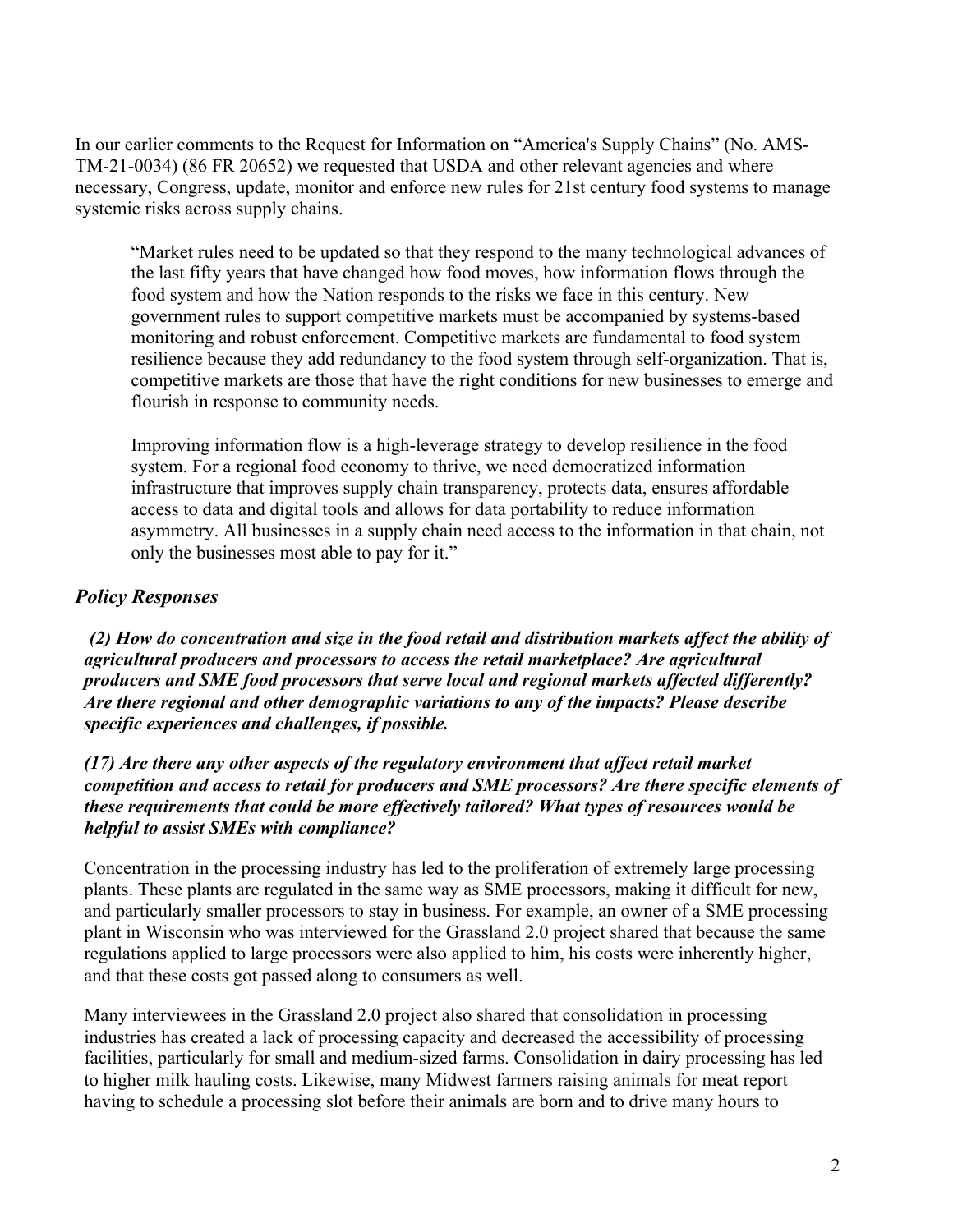In our earlier comments to the Request for Information on "America's Supply Chains" (No. AMS-TM-21-0034) (86 FR 20652) we requested that USDA and other relevant agencies and where necessary, Congress, update, monitor and enforce new rules for 21st century food systems to manage systemic risks across supply chains.

> "Market rules need to be updated so that they respond to the many technological advances of the last fifty years that have changed how food moves, how information flows through the food system and how the Nation responds to the risks we face in this century. New government rules to support competitive markets must be accompanied by systems-based monitoring and robust enforcement. Competitive markets are fundamental to food system resilience because they add redundancy to the food system through self-organization. That is, competitive markets are those that have the right conditions for new businesses to emerge and flourish in response to community needs.
>
> Improving information flow is a high-leverage strategy to develop resilience in the food system. For a regional food economy to thrive, we need democratized information infrastructure that improves supply chain transparency, protects data, ensures affordable access to data and digital tools and allows for data portability to reduce information asymmetry. All businesses in a supply chain need access to the information in that chain, not only the businesses most able to pay for it."

## *Policy Responses*

***(2) How do concentration and size in the food retail and distribution markets affect the ability of agricultural producers and processors to access the retail marketplace? Are agricultural producers and SME food processors that serve local and regional markets affected differently? Are there regional and other demographic variations to any of the impacts? Please describe specific experiences and challenges, if possible.***

***(17) Are there any other aspects of the regulatory environment that affect retail market competition and access to retail for producers and SME processors? Are there specific elements of these requirements that could be more effectively tailored? What types of resources would be helpful to assist SMEs with compliance?***

Concentration in the processing industry has led to the proliferation of extremely large processing plants. These plants are regulated in the same way as SME processors, making it difficult for new, and particularly smaller processors to stay in business. For example, an owner of a SME processing plant in Wisconsin who was interviewed for the Grassland 2.0 project shared that because the same regulations applied to large processors were also applied to him, his costs were inherently higher, and that these costs got passed along to consumers as well.

Many interviewees in the Grassland 2.0 project also shared that consolidation in processing industries has created a lack of processing capacity and decreased the accessibility of processing facilities, particularly for small and medium-sized farms. Consolidation in dairy processing has led to higher milk hauling costs. Likewise, many Midwest farmers raising animals for meat report having to schedule a processing slot before their animals are born and to drive many hours to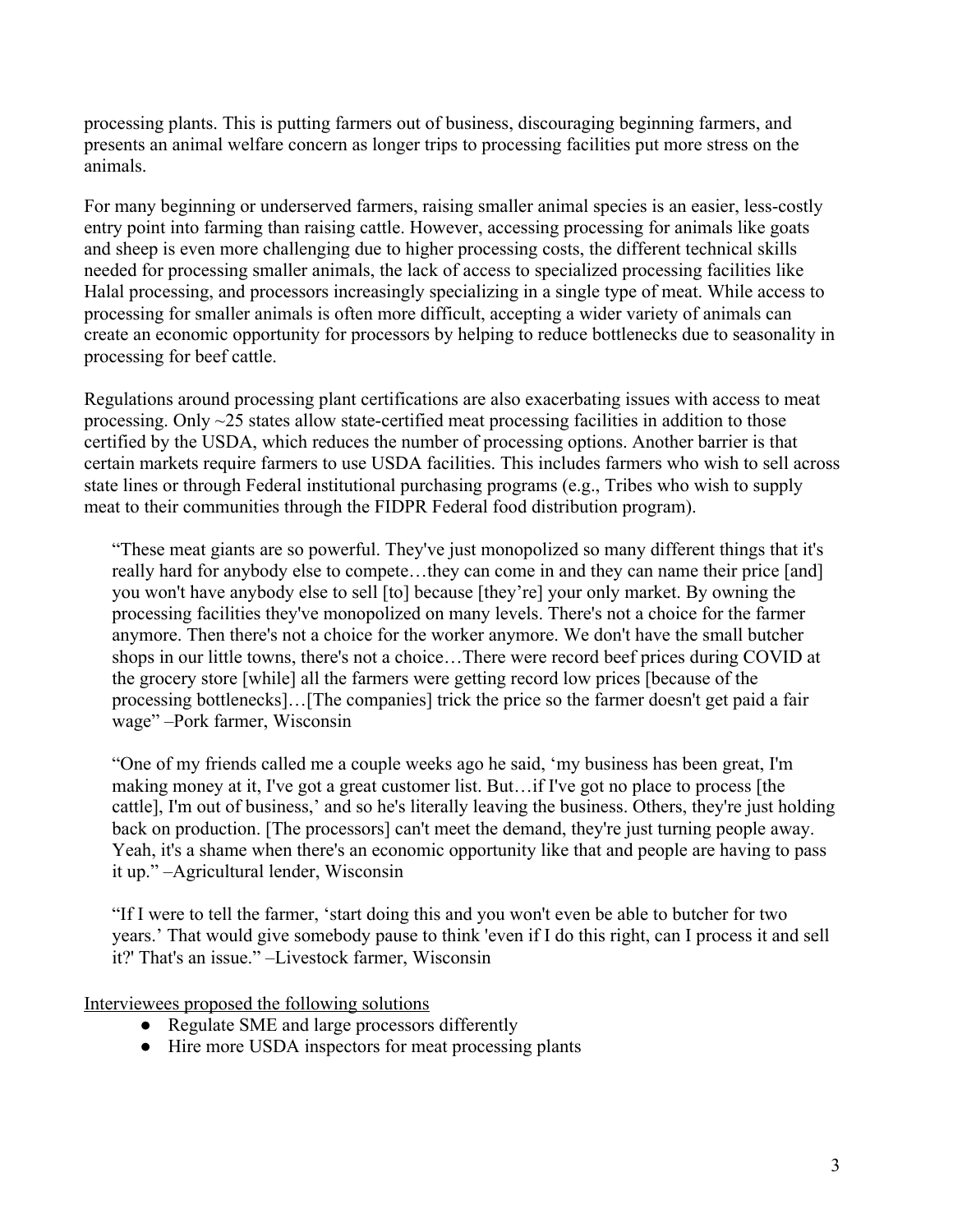processing plants. This is putting farmers out of business, discouraging beginning farmers, and presents an animal welfare concern as longer trips to processing facilities put more stress on the animals.

For many beginning or underserved farmers, raising smaller animal species is an easier, less-costly entry point into farming than raising cattle. However, accessing processing for animals like goats and sheep is even more challenging due to higher processing costs, the different technical skills needed for processing smaller animals, the lack of access to specialized processing facilities like Halal processing, and processors increasingly specializing in a single type of meat. While access to processing for smaller animals is often more difficult, accepting a wider variety of animals can create an economic opportunity for processors by helping to reduce bottlenecks due to seasonality in processing for beef cattle.

Regulations around processing plant certifications are also exacerbating issues with access to meat processing. Only ~25 states allow state-certified meat processing facilities in addition to those certified by the USDA, which reduces the number of processing options. Another barrier is that certain markets require farmers to use USDA facilities. This includes farmers who wish to sell across state lines or through Federal institutional purchasing programs (e.g., Tribes who wish to supply meat to their communities through the FIDPR Federal food distribution program).

> "These meat giants are so powerful. They've just monopolized so many different things that it's really hard for anybody else to compete…they can come in and they can name their price [and] you won't have anybody else to sell [to] because [they're] your only market. By owning the processing facilities they've monopolized on many levels. There's not a choice for the farmer anymore. Then there's not a choice for the worker anymore. We don't have the small butcher shops in our little towns, there's not a choice…There were record beef prices during COVID at the grocery store [while] all the farmers were getting record low prices [because of the processing bottlenecks]…[The companies] trick the price so the farmer doesn't get paid a fair wage" –Pork farmer, Wisconsin

> "One of my friends called me a couple weeks ago he said, 'my business has been great, I'm making money at it, I've got a great customer list. But…if I've got no place to process [the cattle], I'm out of business,' and so he's literally leaving the business. Others, they're just holding back on production. [The processors] can't meet the demand, they're just turning people away. Yeah, it's a shame when there's an economic opportunity like that and people are having to pass it up." –Agricultural lender, Wisconsin

> "If I were to tell the farmer, 'start doing this and you won't even be able to butcher for two years.' That would give somebody pause to think 'even if I do this right, can I process it and sell it?' That's an issue." –Livestock farmer, Wisconsin

<u>Interviewees proposed the following solutions</u>

- Regulate SME and large processors differently
- Hire more USDA inspectors for meat processing plants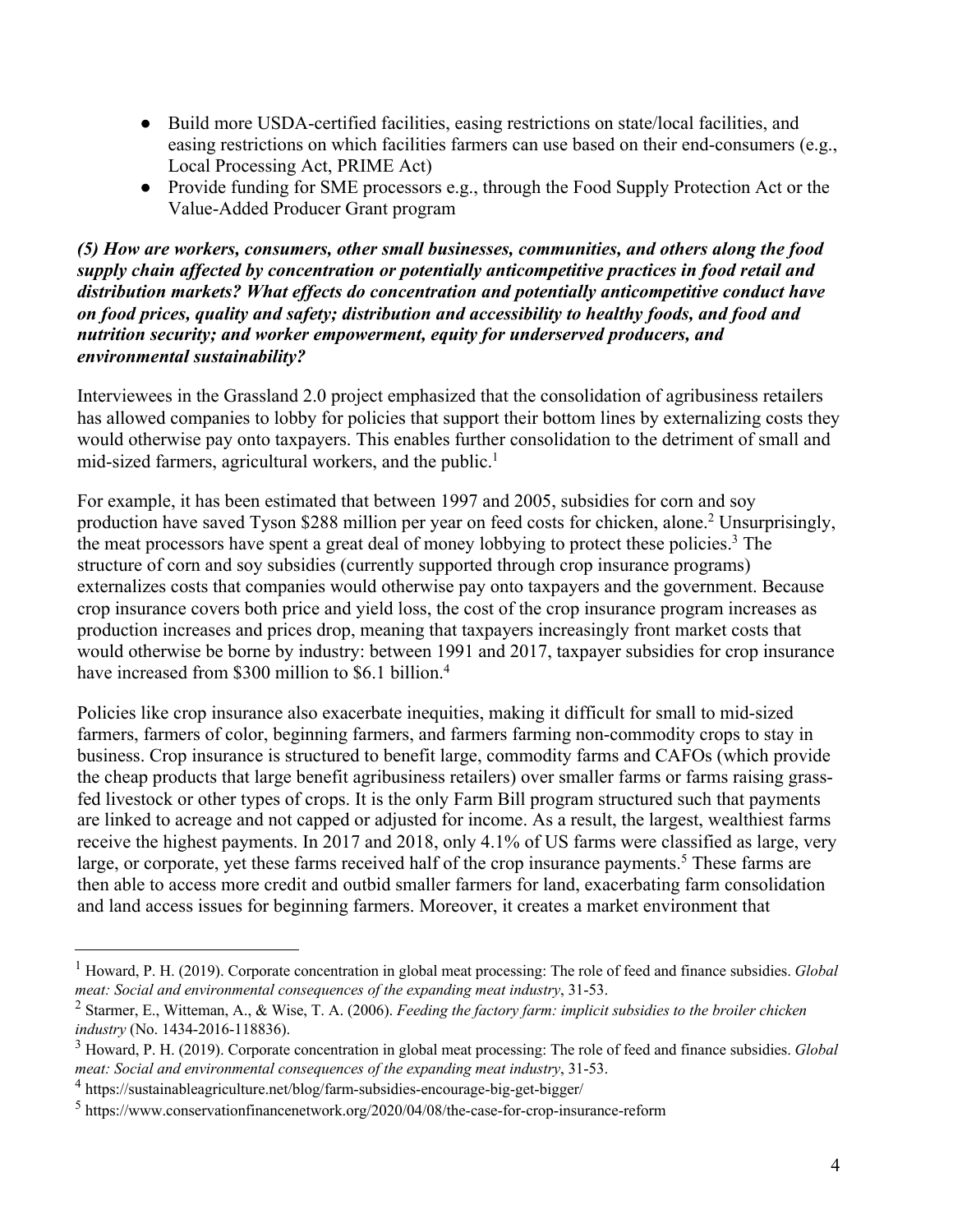- Build more USDA-certified facilities, easing restrictions on state/local facilities, and easing restrictions on which facilities farmers can use based on their end-consumers (e.g., Local Processing Act, PRIME Act)
- Provide funding for SME processors e.g., through the Food Supply Protection Act or the Value-Added Producer Grant program

***(5) How are workers, consumers, other small businesses, communities, and others along the food supply chain affected by concentration or potentially anticompetitive practices in food retail and distribution markets? What effects do concentration and potentially anticompetitive conduct have on food prices, quality and safety; distribution and accessibility to healthy foods, and food and nutrition security; and worker empowerment, equity for underserved producers, and environmental sustainability?***

Interviewees in the Grassland 2.0 project emphasized that the consolidation of agribusiness retailers has allowed companies to lobby for policies that support their bottom lines by externalizing costs they would otherwise pay onto taxpayers. This enables further consolidation to the detriment of small and mid-sized farmers, agricultural workers, and the public.[1]

For example, it has been estimated that between 1997 and 2005, subsidies for corn and soy production have saved Tyson $288 million per year on feed costs for chicken, alone.[2] Unsurprisingly, the meat processors have spent a great deal of money lobbying to protect these policies.[3] The structure of corn and soy subsidies (currently supported through crop insurance programs) externalizes costs that companies would otherwise pay onto taxpayers and the government. Because crop insurance covers both price and yield loss, the cost of the crop insurance program increases as production increases and prices drop, meaning that taxpayers increasingly front market costs that would otherwise be borne by industry: between 1991 and 2017, taxpayer subsidies for crop insurance have increased from $300 million to $6.1 billion.[4]

Policies like crop insurance also exacerbate inequities, making it difficult for small to mid-sized farmers, farmers of color, beginning farmers, and farmers farming non-commodity crops to stay in business. Crop insurance is structured to benefit large, commodity farms and CAFOs (which provide the cheap products that large benefit agribusiness retailers) over smaller farms or farms raising grass-fed livestock or other types of crops. It is the only Farm Bill program structured such that payments are linked to acreage and not capped or adjusted for income. As a result, the largest, wealthiest farms receive the highest payments. In 2017 and 2018, only 4.1% of US farms were classified as large, very large, or corporate, yet these farms received half of the crop insurance payments.[5] These farms are then able to access more credit and outbid smaller farmers for land, exacerbating farm consolidation and land access issues for beginning farmers. Moreover, it creates a market environment that

---

[1] Howard, P. H. (2019). Corporate concentration in global meat processing: The role of feed and finance subsidies. *Global meat: Social and environmental consequences of the expanding meat industry*, 31-53.

[2] Starmer, E., Witteman, A., & Wise, T. A. (2006). *Feeding the factory farm: implicit subsidies to the broiler chicken industry* (No. 1434-2016-118836).

[3] Howard, P. H. (2019). Corporate concentration in global meat processing: The role of feed and finance subsidies. *Global meat: Social and environmental consequences of the expanding meat industry*, 31-53.

[4] https://sustainableagriculture.net/blog/farm-subsidies-encourage-big-get-bigger/

[5] https://www.conservationfinancenetwork.org/2020/04/08/the-case-for-crop-insurance-reform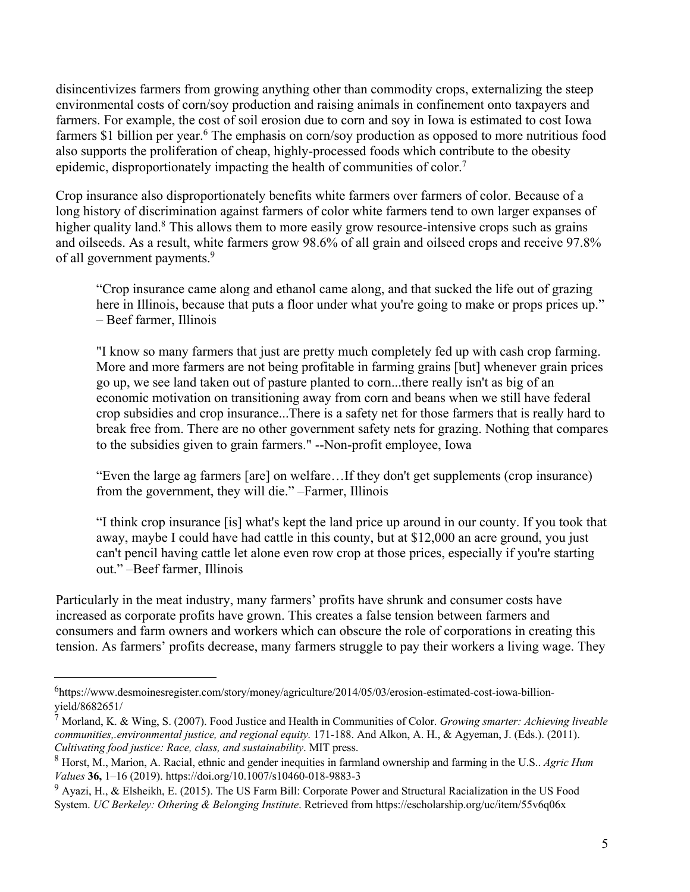disincentivizes farmers from growing anything other than commodity crops, externalizing the steep environmental costs of corn/soy production and raising animals in confinement onto taxpayers and farmers. For example, the cost of soil erosion due to corn and soy in Iowa is estimated to cost Iowa farmers $1 billion per year.[6] The emphasis on corn/soy production as opposed to more nutritious food also supports the proliferation of cheap, highly-processed foods which contribute to the obesity epidemic, disproportionately impacting the health of communities of color.[7]

Crop insurance also disproportionately benefits white farmers over farmers of color. Because of a long history of discrimination against farmers of color white farmers tend to own larger expanses of higher quality land.[8] This allows them to more easily grow resource-intensive crops such as grains and oilseeds. As a result, white farmers grow 98.6% of all grain and oilseed crops and receive 97.8% of all government payments.[9]

> "Crop insurance came along and ethanol came along, and that sucked the life out of grazing here in Illinois, because that puts a floor under what you're going to make or props prices up." – Beef farmer, Illinois
>
> "I know so many farmers that just are pretty much completely fed up with cash crop farming. More and more farmers are not being profitable in farming grains [but] whenever grain prices go up, we see land taken out of pasture planted to corn...there really isn't as big of an economic motivation on transitioning away from corn and beans when we still have federal crop subsidies and crop insurance...There is a safety net for those farmers that is really hard to break free from. There are no other government safety nets for grazing. Nothing that compares to the subsidies given to grain farmers." --Non-profit employee, Iowa
>
> "Even the large ag farmers [are] on welfare…If they don't get supplements (crop insurance) from the government, they will die." –Farmer, Illinois
>
> "I think crop insurance [is] what's kept the land price up around in our county. If you took that away, maybe I could have had cattle in this county, but at $12,000 an acre ground, you just can't pencil having cattle let alone even row crop at those prices, especially if you're starting out." –Beef farmer, Illinois

Particularly in the meat industry, many farmers' profits have shrunk and consumer costs have increased as corporate profits have grown. This creates a false tension between farmers and consumers and farm owners and workers which can obscure the role of corporations in creating this tension. As farmers' profits decrease, many farmers struggle to pay their workers a living wage. They

---

[6] https://www.desmoinesregister.com/story/money/agriculture/2014/05/03/erosion-estimated-cost-iowa-billion-yield/8682651/

[7] Morland, K. & Wing, S. (2007). Food Justice and Health in Communities of Color. *Growing smarter: Achieving liveable communities,.environmental justice, and regional equity.* 171-188. And Alkon, A. H., & Agyeman, J. (Eds.). (2011). *Cultivating food justice: Race, class, and sustainability*. MIT press.

[8] Horst, M., Marion, A. Racial, ethnic and gender inequities in farmland ownership and farming in the U.S.. *Agric Hum Values* **36,** 1–16 (2019). https://doi.org/10.1007/s10460-018-9883-3

[9] Ayazi, H., & Elsheikh, E. (2015). The US Farm Bill: Corporate Power and Structural Racialization in the US Food System. *UC Berkeley: Othering & Belonging Institute*. Retrieved from https://escholarship.org/uc/item/55v6q06x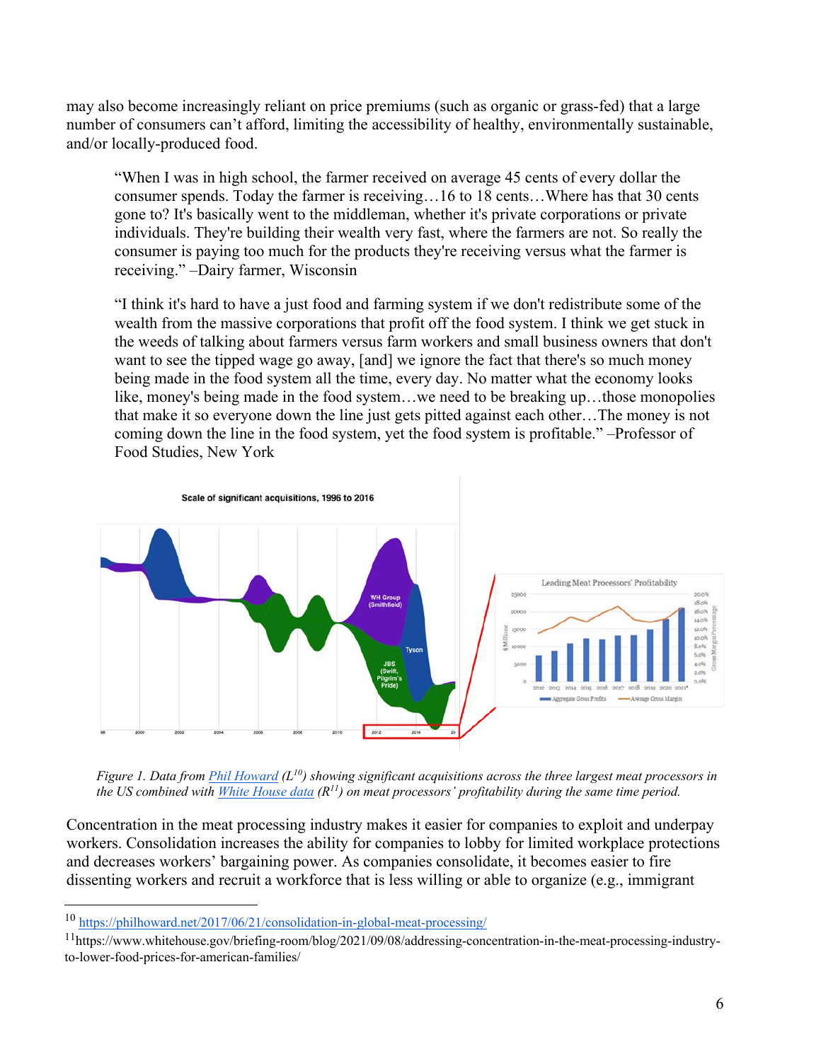may also become increasingly reliant on price premiums (such as organic or grass-fed) that a large number of consumers can't afford, limiting the accessibility of healthy, environmentally sustainable, and/or locally-produced food.

> "When I was in high school, the farmer received on average 45 cents of every dollar the consumer spends. Today the farmer is receiving…16 to 18 cents…Where has that 30 cents gone to? It's basically went to the middleman, whether it's private corporations or private individuals. They're building their wealth very fast, where the farmers are not. So really the consumer is paying too much for the products they're receiving versus what the farmer is receiving." –Dairy farmer, Wisconsin

> "I think it's hard to have a just food and farming system if we don't redistribute some of the wealth from the massive corporations that profit off the food system. I think we get stuck in the weeds of talking about farmers versus farm workers and small business owners that don't want to see the tipped wage go away, [and] we ignore the fact that there's so much money being made in the food system all the time, every day. No matter what the economy looks like, money's being made in the food system…we need to be breaking up…those monopolies that make it so everyone down the line just gets pitted against each other…The money is not coming down the line in the food system, yet the food system is profitable." –Professor of Food Studies, New York

*Figure 1. Data from Phil Howard (L[10]) showing significant acquisitions across the three largest meat processors in the US combined with White House data (R[11]) on meat processors' profitability during the same time period.*

Concentration in the meat processing industry makes it easier for companies to exploit and underpay workers. Consolidation increases the ability for companies to lobby for limited workplace protections and decreases workers' bargaining power. As companies consolidate, it becomes easier to fire dissenting workers and recruit a workforce that is less willing or able to organize (e.g., immigrant

[10] https://philhoward.net/2017/06/21/consolidation-in-global-meat-processing/

[11] https://www.whitehouse.gov/briefing-room/blog/2021/09/08/addressing-concentration-in-the-meat-processing-industry-to-lower-food-prices-for-american-families/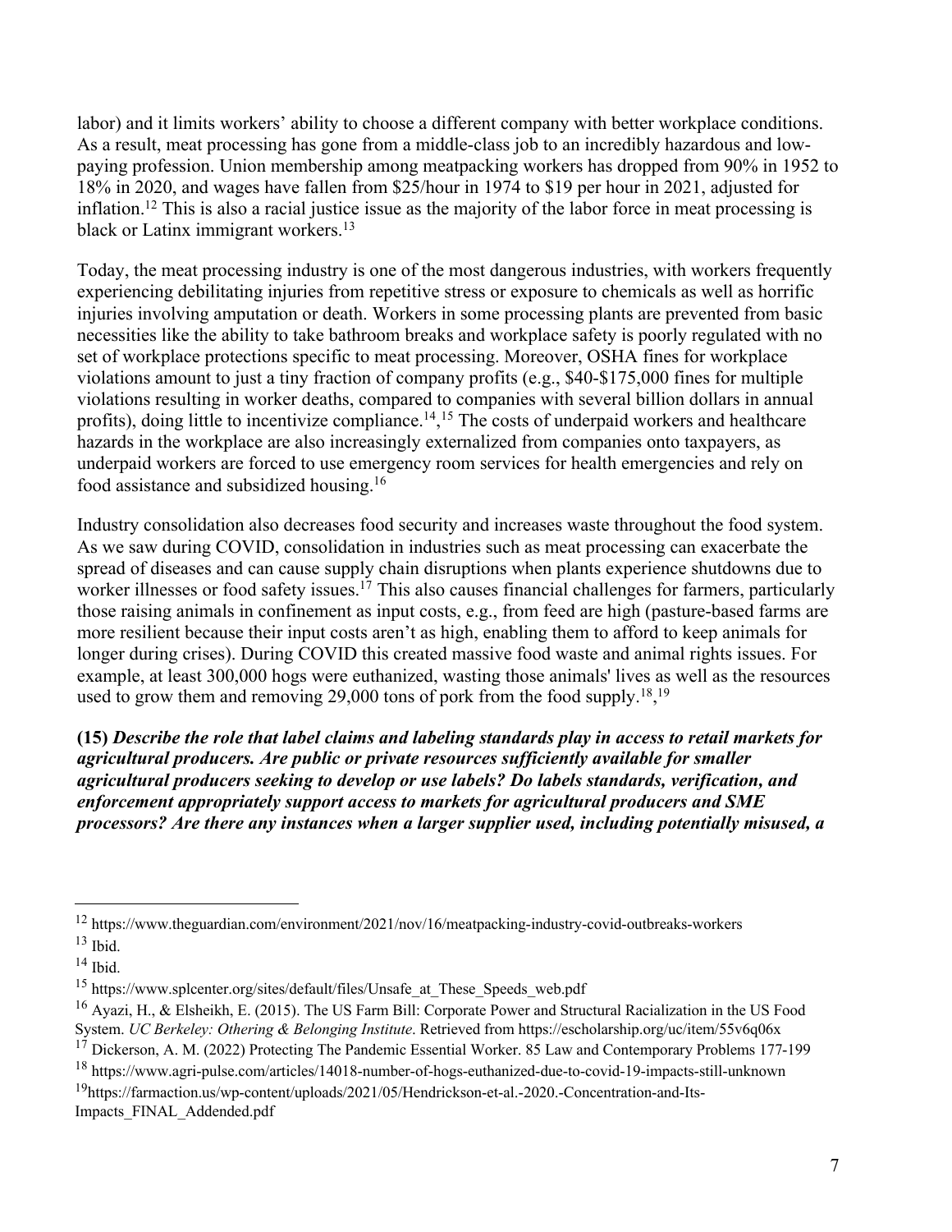labor) and it limits workers' ability to choose a different company with better workplace conditions. As a result, meat processing has gone from a middle-class job to an incredibly hazardous and low-paying profession. Union membership among meatpacking workers has dropped from 90% in 1952 to 18% in 2020, and wages have fallen from $25/hour in 1974 to $19 per hour in 2021, adjusted for inflation.[12] This is also a racial justice issue as the majority of the labor force in meat processing is black or Latinx immigrant workers.[13]

Today, the meat processing industry is one of the most dangerous industries, with workers frequently experiencing debilitating injuries from repetitive stress or exposure to chemicals as well as horrific injuries involving amputation or death. Workers in some processing plants are prevented from basic necessities like the ability to take bathroom breaks and workplace safety is poorly regulated with no set of workplace protections specific to meat processing. Moreover, OSHA fines for workplace violations amount to just a tiny fraction of company profits (e.g., $40-$175,000 fines for multiple violations resulting in worker deaths, compared to companies with several billion dollars in annual profits), doing little to incentivize compliance.[14],[15] The costs of underpaid workers and healthcare hazards in the workplace are also increasingly externalized from companies onto taxpayers, as underpaid workers are forced to use emergency room services for health emergencies and rely on food assistance and subsidized housing.[16]

Industry consolidation also decreases food security and increases waste throughout the food system. As we saw during COVID, consolidation in industries such as meat processing can exacerbate the spread of diseases and can cause supply chain disruptions when plants experience shutdowns due to worker illnesses or food safety issues.[17] This also causes financial challenges for farmers, particularly those raising animals in confinement as input costs, e.g., from feed are high (pasture-based farms are more resilient because their input costs aren't as high, enabling them to afford to keep animals for longer during crises). During COVID this created massive food waste and animal rights issues. For example, at least 300,000 hogs were euthanized, wasting those animals' lives as well as the resources used to grow them and removing 29,000 tons of pork from the food supply.[18],[19]

**(15)** ***Describe the role that label claims and labeling standards play in access to retail markets for agricultural producers. Are public or private resources sufficiently available for smaller agricultural producers seeking to develop or use labels? Do labels standards, verification, and enforcement appropriately support access to markets for agricultural producers and SME processors? Are there any instances when a larger supplier used, including potentially misused, a***

---

[12] https://www.theguardian.com/environment/2021/nov/16/meatpacking-industry-covid-outbreaks-workers

[13] Ibid.

[14] Ibid.

[15] https://www.splcenter.org/sites/default/files/Unsafe_at_These_Speeds_web.pdf

[16] Ayazi, H., & Elsheikh, E. (2015). The US Farm Bill: Corporate Power and Structural Racialization in the US Food System. *UC Berkeley: Othering & Belonging Institute*. Retrieved from https://escholarship.org/uc/item/55v6q06x

[17] Dickerson, A. M. (2022) Protecting The Pandemic Essential Worker. 85 Law and Contemporary Problems 177-199

[18] https://www.agri-pulse.com/articles/14018-number-of-hogs-euthanized-due-to-covid-19-impacts-still-unknown

[19] https://farmaction.us/wp-content/uploads/2021/05/Hendrickson-et-al.-2020.-Concentration-and-Its-Impacts_FINAL_Addended.pdf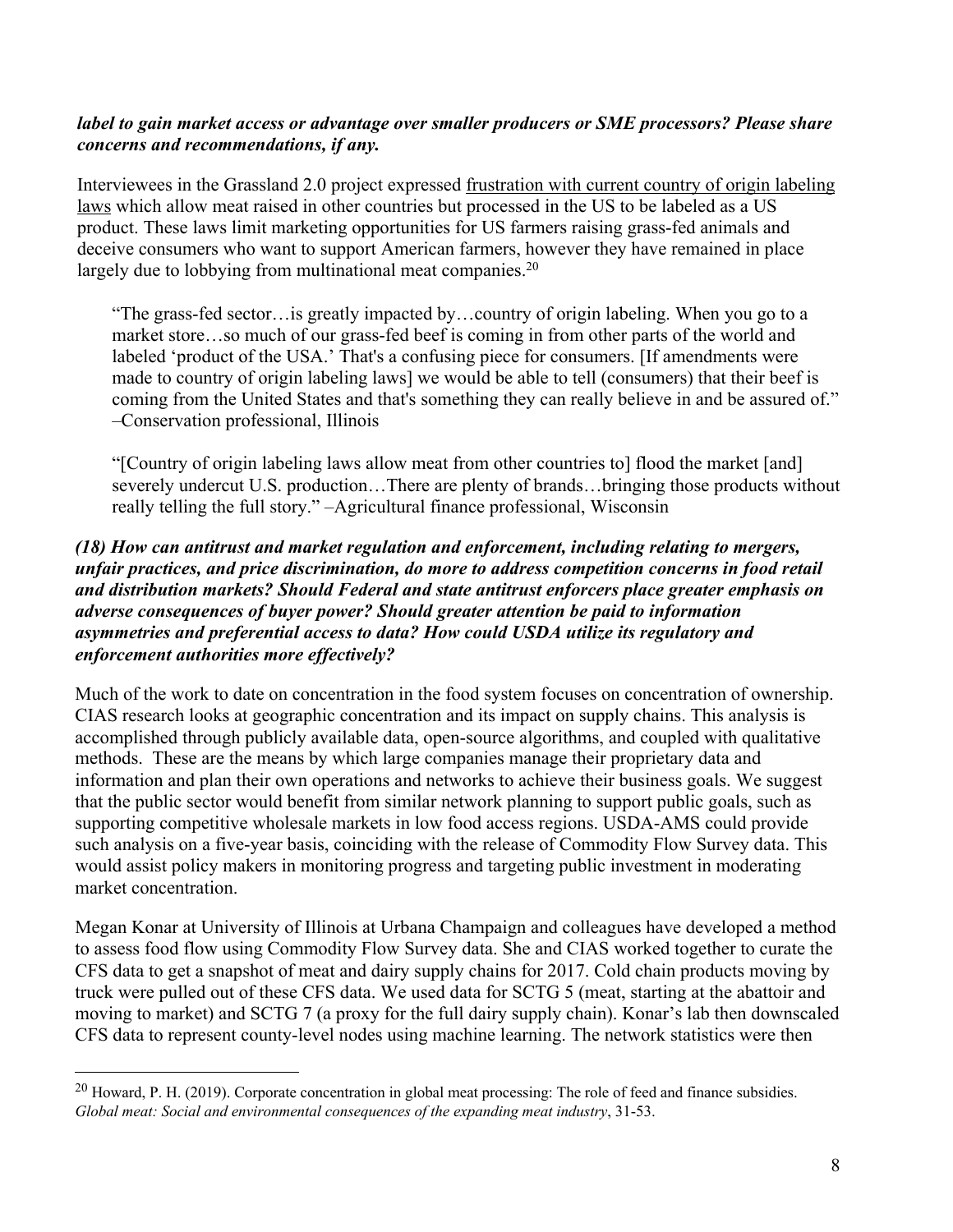***label to gain market access or advantage over smaller producers or SME processors? Please share concerns and recommendations, if any.***

Interviewees in the Grassland 2.0 project expressed frustration with current country of origin labeling laws which allow meat raised in other countries but processed in the US to be labeled as a US product. These laws limit marketing opportunities for US farmers raising grass-fed animals and deceive consumers who want to support American farmers, however they have remained in place largely due to lobbying from multinational meat companies.[20]

> "The grass-fed sector…is greatly impacted by…country of origin labeling. When you go to a market store…so much of our grass-fed beef is coming in from other parts of the world and labeled 'product of the USA.' That's a confusing piece for consumers. [If amendments were made to country of origin labeling laws] we would be able to tell (consumers) that their beef is coming from the United States and that's something they can really believe in and be assured of." –Conservation professional, Illinois

> "[Country of origin labeling laws allow meat from other countries to] flood the market [and] severely undercut U.S. production…There are plenty of brands…bringing those products without really telling the full story." –Agricultural finance professional, Wisconsin

***(18) How can antitrust and market regulation and enforcement, including relating to mergers, unfair practices, and price discrimination, do more to address competition concerns in food retail and distribution markets? Should Federal and state antitrust enforcers place greater emphasis on adverse consequences of buyer power? Should greater attention be paid to information asymmetries and preferential access to data? How could USDA utilize its regulatory and enforcement authorities more effectively?***

Much of the work to date on concentration in the food system focuses on concentration of ownership. CIAS research looks at geographic concentration and its impact on supply chains. This analysis is accomplished through publicly available data, open-source algorithms, and coupled with qualitative methods. These are the means by which large companies manage their proprietary data and information and plan their own operations and networks to achieve their business goals. We suggest that the public sector would benefit from similar network planning to support public goals, such as supporting competitive wholesale markets in low food access regions. USDA-AMS could provide such analysis on a five-year basis, coinciding with the release of Commodity Flow Survey data. This would assist policy makers in monitoring progress and targeting public investment in moderating market concentration.

Megan Konar at University of Illinois at Urbana Champaign and colleagues have developed a method to assess food flow using Commodity Flow Survey data. She and CIAS worked together to curate the CFS data to get a snapshot of meat and dairy supply chains for 2017. Cold chain products moving by truck were pulled out of these CFS data. We used data for SCTG 5 (meat, starting at the abattoir and moving to market) and SCTG 7 (a proxy for the full dairy supply chain). Konar's lab then downscaled CFS data to represent county-level nodes using machine learning. The network statistics were then

---

[20] Howard, P. H. (2019). Corporate concentration in global meat processing: The role of feed and finance subsidies. *Global meat: Social and environmental consequences of the expanding meat industry*, 31-53.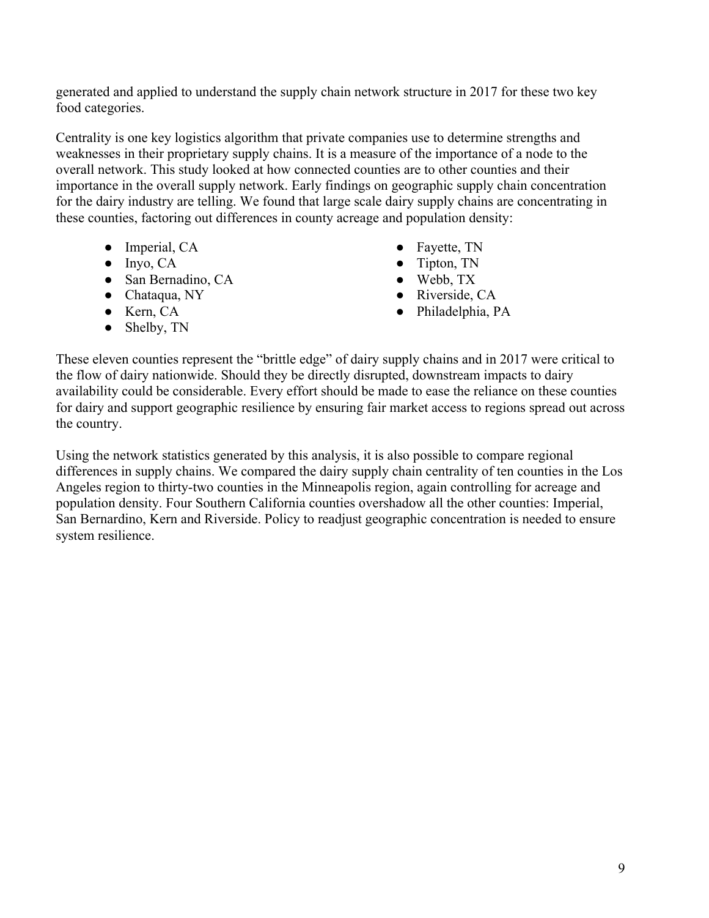generated and applied to understand the supply chain network structure in 2017 for these two key food categories.

Centrality is one key logistics algorithm that private companies use to determine strengths and weaknesses in their proprietary supply chains. It is a measure of the importance of a node to the overall network. This study looked at how connected counties are to other counties and their importance in the overall supply network. Early findings on geographic supply chain concentration for the dairy industry are telling. We found that large scale dairy supply chains are concentrating in these counties, factoring out differences in county acreage and population density:

- Imperial, CA
- Inyo, CA
- San Bernadino, CA
- Chataqua, NY
- Kern, CA
- Shelby, TN
- Fayette, TN
- Tipton, TN
- Webb, TX
- Riverside, CA
- Philadelphia, PA

These eleven counties represent the "brittle edge" of dairy supply chains and in 2017 were critical to the flow of dairy nationwide. Should they be directly disrupted, downstream impacts to dairy availability could be considerable. Every effort should be made to ease the reliance on these counties for dairy and support geographic resilience by ensuring fair market access to regions spread out across the country.

Using the network statistics generated by this analysis, it is also possible to compare regional differences in supply chains. We compared the dairy supply chain centrality of ten counties in the Los Angeles region to thirty-two counties in the Minneapolis region, again controlling for acreage and population density. Four Southern California counties overshadow all the other counties: Imperial, San Bernardino, Kern and Riverside. Policy to readjust geographic concentration is needed to ensure system resilience.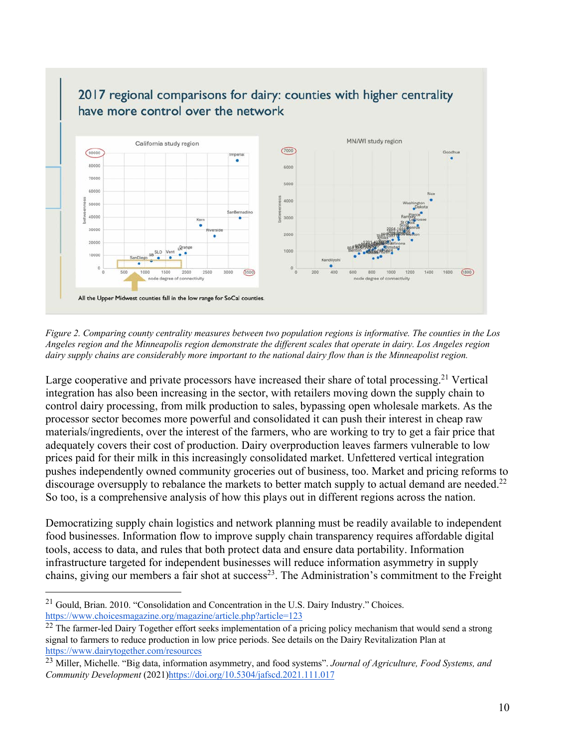*Figure 2. Comparing county centrality measures between two population regions is informative. The counties in the Los Angeles region and the Minneapolis region demonstrate the different scales that operate in dairy. Los Angeles region dairy supply chains are considerably more important to the national dairy flow than is the Minneapolist region.*

Large cooperative and private processors have increased their share of total processing.[21] Vertical integration has also been increasing in the sector, with retailers moving down the supply chain to control dairy processing, from milk production to sales, bypassing open wholesale markets. As the processor sector becomes more powerful and consolidated it can push their interest in cheap raw materials/ingredients, over the interest of the farmers, who are working to try to get a fair price that adequately covers their cost of production. Dairy overproduction leaves farmers vulnerable to low prices paid for their milk in this increasingly consolidated market. Unfettered vertical integration pushes independently owned community groceries out of business, too. Market and pricing reforms to discourage oversupply to rebalance the markets to better match supply to actual demand are needed.[22] So too, is a comprehensive analysis of how this plays out in different regions across the nation.

Democratizing supply chain logistics and network planning must be readily available to independent food businesses. Information flow to improve supply chain transparency requires affordable digital tools, access to data, and rules that both protect data and ensure data portability. Information infrastructure targeted for independent businesses will reduce information asymmetry in supply chains, giving our members a fair shot at success[23]. The Administration's commitment to the Freight

---

[21] Gould, Brian. 2010. "Consolidation and Concentration in the U.S. Dairy Industry." Choices. https://www.choicesmagazine.org/magazine/article.php?article=123

[22] The farmer-led Dairy Together effort seeks implementation of a pricing policy mechanism that would send a strong signal to farmers to reduce production in low price periods. See details on the Dairy Revitalization Plan at https://www.dairytogether.com/resources

[23] Miller, Michelle. "Big data, information asymmetry, and food systems". *Journal of Agriculture, Food Systems, and Community Development* (2021)https://doi.org/10.5304/jafscd.2021.111.017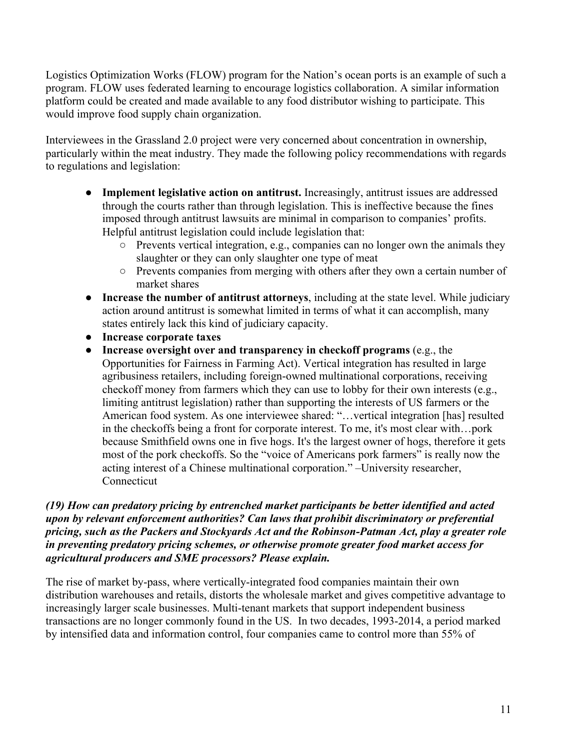Logistics Optimization Works (FLOW) program for the Nation's ocean ports is an example of such a program. FLOW uses federated learning to encourage logistics collaboration. A similar information platform could be created and made available to any food distributor wishing to participate. This would improve food supply chain organization.

Interviewees in the Grassland 2.0 project were very concerned about concentration in ownership, particularly within the meat industry. They made the following policy recommendations with regards to regulations and legislation:

- **Implement legislative action on antitrust.** Increasingly, antitrust issues are addressed through the courts rather than through legislation. This is ineffective because the fines imposed through antitrust lawsuits are minimal in comparison to companies' profits. Helpful antitrust legislation could include legislation that:
  - Prevents vertical integration, e.g., companies can no longer own the animals they slaughter or they can only slaughter one type of meat
  - Prevents companies from merging with others after they own a certain number of market shares
- **Increase the number of antitrust attorneys**, including at the state level. While judiciary action around antitrust is somewhat limited in terms of what it can accomplish, many states entirely lack this kind of judiciary capacity.
- **Increase corporate taxes**
- **Increase oversight over and transparency in checkoff programs** (e.g., the Opportunities for Fairness in Farming Act). Vertical integration has resulted in large agribusiness retailers, including foreign-owned multinational corporations, receiving checkoff money from farmers which they can use to lobby for their own interests (e.g., limiting antitrust legislation) rather than supporting the interests of US farmers or the American food system. As one interviewee shared: "…vertical integration [has] resulted in the checkoffs being a front for corporate interest. To me, it's most clear with…pork because Smithfield owns one in five hogs. It's the largest owner of hogs, therefore it gets most of the pork checkoffs. So the "voice of Americans pork farmers" is really now the acting interest of a Chinese multinational corporation." –University researcher, Connecticut

***(19) How can predatory pricing by entrenched market participants be better identified and acted upon by relevant enforcement authorities? Can laws that prohibit discriminatory or preferential pricing, such as the Packers and Stockyards Act and the Robinson-Patman Act, play a greater role in preventing predatory pricing schemes, or otherwise promote greater food market access for agricultural producers and SME processors? Please explain.***

The rise of market by-pass, where vertically-integrated food companies maintain their own distribution warehouses and retails, distorts the wholesale market and gives competitive advantage to increasingly larger scale businesses. Multi-tenant markets that support independent business transactions are no longer commonly found in the US. In two decades, 1993-2014, a period marked by intensified data and information control, four companies came to control more than 55% of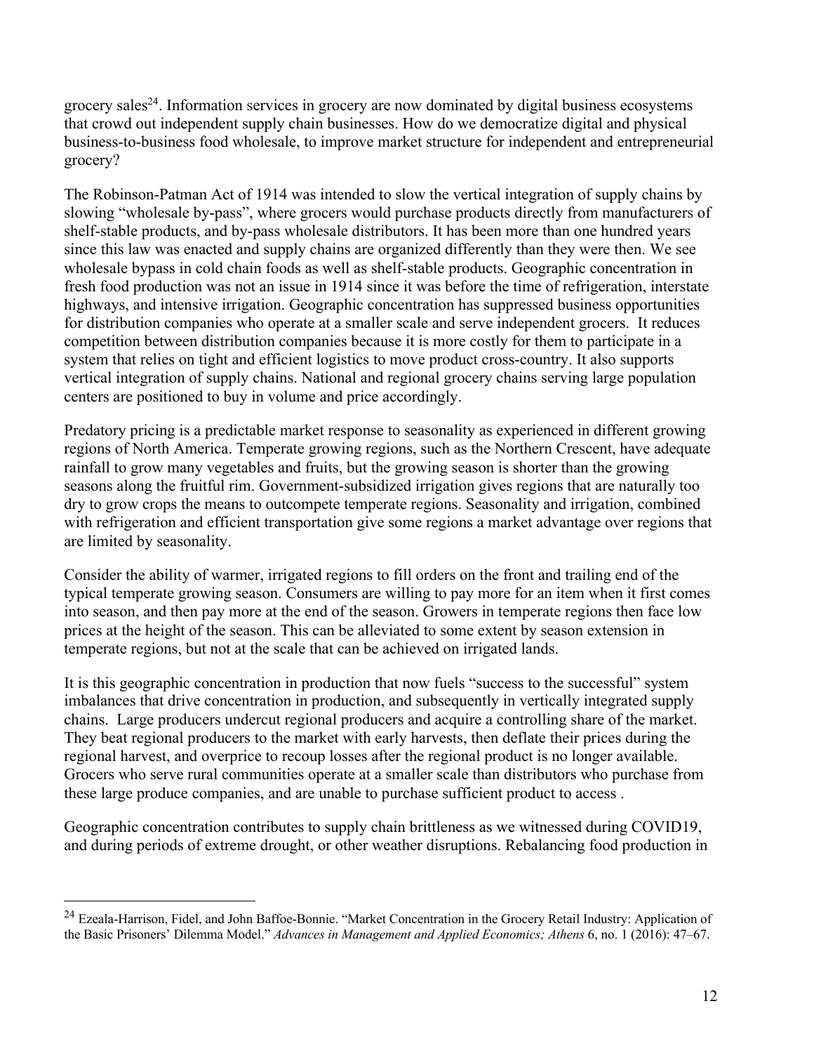grocery sales[24]. Information services in grocery are now dominated by digital business ecosystems that crowd out independent supply chain businesses. How do we democratize digital and physical business-to-business food wholesale, to improve market structure for independent and entrepreneurial grocery?

The Robinson-Patman Act of 1914 was intended to slow the vertical integration of supply chains by slowing "wholesale by-pass", where grocers would purchase products directly from manufacturers of shelf-stable products, and by-pass wholesale distributors. It has been more than one hundred years since this law was enacted and supply chains are organized differently than they were then. We see wholesale bypass in cold chain foods as well as shelf-stable products. Geographic concentration in fresh food production was not an issue in 1914 since it was before the time of refrigeration, interstate highways, and intensive irrigation. Geographic concentration has suppressed business opportunities for distribution companies who operate at a smaller scale and serve independent grocers. It reduces competition between distribution companies because it is more costly for them to participate in a system that relies on tight and efficient logistics to move product cross-country. It also supports vertical integration of supply chains. National and regional grocery chains serving large population centers are positioned to buy in volume and price accordingly.

Predatory pricing is a predictable market response to seasonality as experienced in different growing regions of North America. Temperate growing regions, such as the Northern Crescent, have adequate rainfall to grow many vegetables and fruits, but the growing season is shorter than the growing seasons along the fruitful rim. Government-subsidized irrigation gives regions that are naturally too dry to grow crops the means to outcompete temperate regions. Seasonality and irrigation, combined with refrigeration and efficient transportation give some regions a market advantage over regions that are limited by seasonality.

Consider the ability of warmer, irrigated regions to fill orders on the front and trailing end of the typical temperate growing season. Consumers are willing to pay more for an item when it first comes into season, and then pay more at the end of the season. Growers in temperate regions then face low prices at the height of the season. This can be alleviated to some extent by season extension in temperate regions, but not at the scale that can be achieved on irrigated lands.

It is this geographic concentration in production that now fuels "success to the successful" system imbalances that drive concentration in production, and subsequently in vertically integrated supply chains. Large producers undercut regional producers and acquire a controlling share of the market. They beat regional producers to the market with early harvests, then deflate their prices during the regional harvest, and overprice to recoup losses after the regional product is no longer available. Grocers who serve rural communities operate at a smaller scale than distributors who purchase from these large produce companies, and are unable to purchase sufficient product to access .

Geographic concentration contributes to supply chain brittleness as we witnessed during COVID19, and during periods of extreme drought, or other weather disruptions. Rebalancing food production in

[24] Ezeala-Harrison, Fidel, and John Baffoe-Bonnie. "Market Concentration in the Grocery Retail Industry: Application of the Basic Prisoners' Dilemma Model." *Advances in Management and Applied Economics; Athens* 6, no. 1 (2016): 47–67.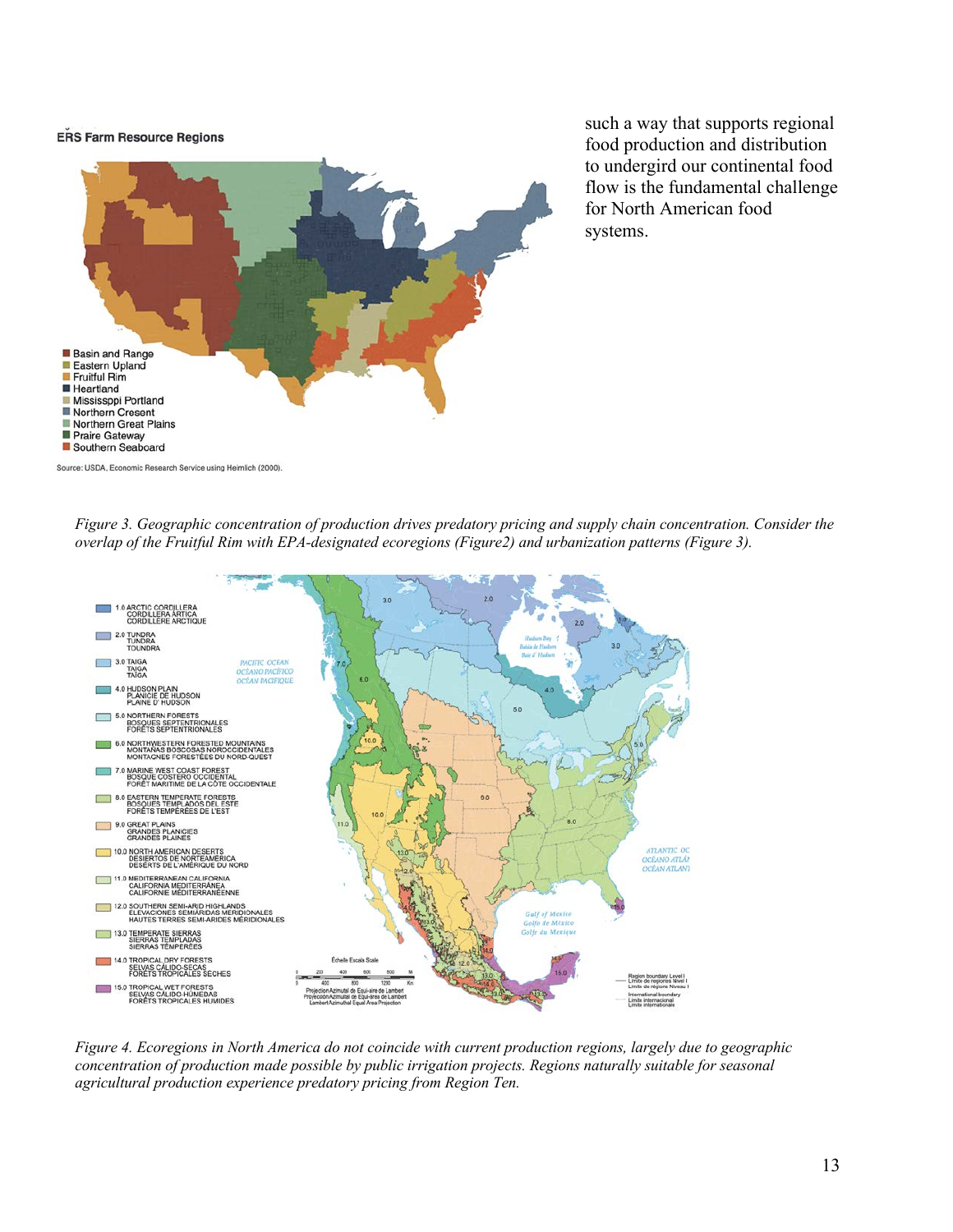such a way that supports regional food production and distribution to undergird our continental food flow is the fundamental challenge for North American food systems.

*Figure 3. Geographic concentration of production drives predatory pricing and supply chain concentration. Consider the overlap of the Fruitful Rim with EPA-designated ecoregions (Figure2) and urbanization patterns (Figure 3).*

*Figure 4. Ecoregions in North America do not coincide with current production regions, largely due to geographic concentration of production made possible by public irrigation projects. Regions naturally suitable for seasonal agricultural production experience predatory pricing from Region Ten.*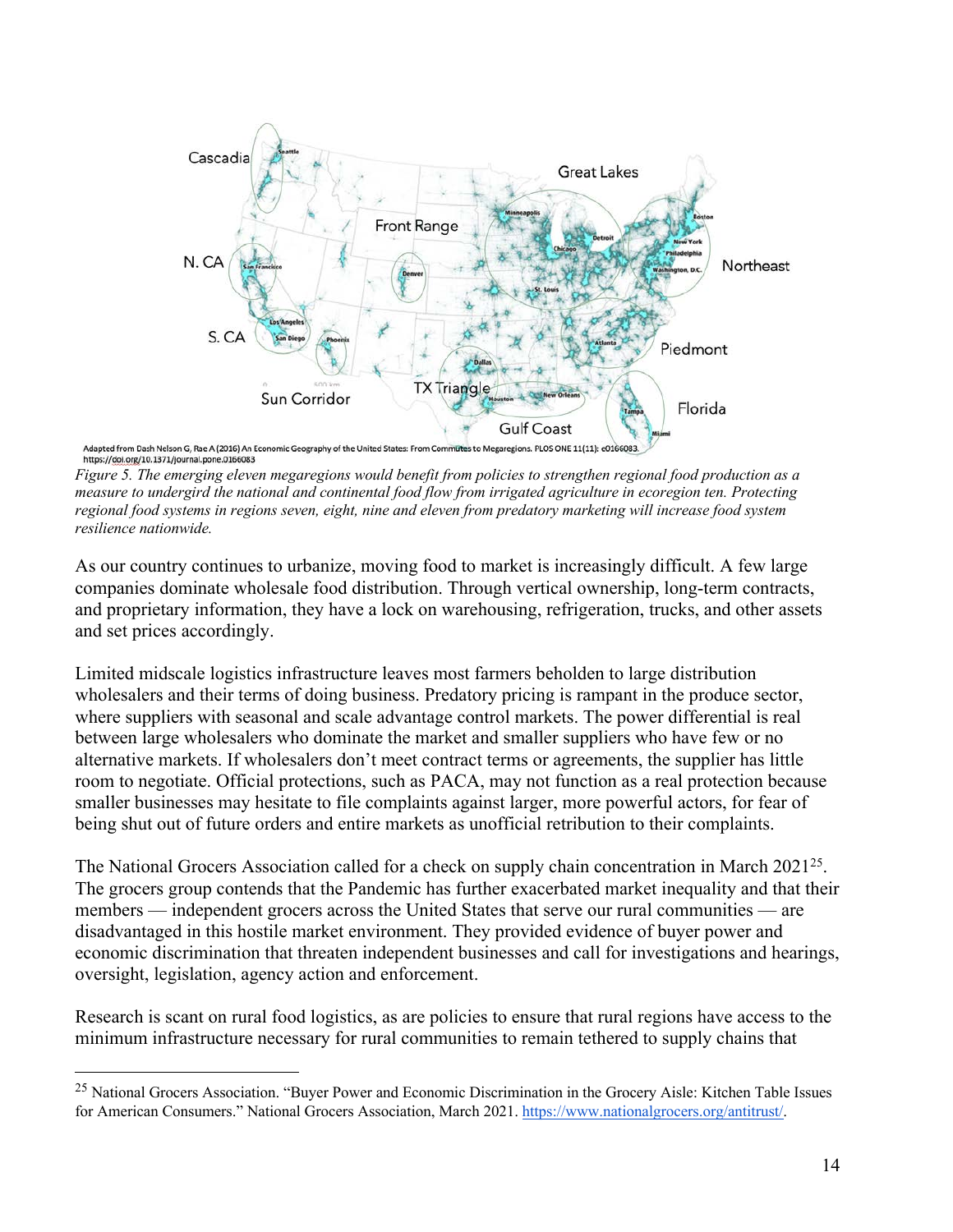Adapted from Dash Nelson G, Rae A (2016) An Economic Geography of the United States: From Commutes to Megaregions. PLOS ONE 11(11): e0166083. https://doi.org/10.1371/journal.pone.0166083

*Figure 5. The emerging eleven megaregions would benefit from policies to strengthen regional food production as a measure to undergird the national and continental food flow from irrigated agriculture in ecoregion ten. Protecting regional food systems in regions seven, eight, nine and eleven from predatory marketing will increase food system resilience nationwide.*

As our country continues to urbanize, moving food to market is increasingly difficult. A few large companies dominate wholesale food distribution. Through vertical ownership, long-term contracts, and proprietary information, they have a lock on warehousing, refrigeration, trucks, and other assets and set prices accordingly.

Limited midscale logistics infrastructure leaves most farmers beholden to large distribution wholesalers and their terms of doing business. Predatory pricing is rampant in the produce sector, where suppliers with seasonal and scale advantage control markets. The power differential is real between large wholesalers who dominate the market and smaller suppliers who have few or no alternative markets. If wholesalers don't meet contract terms or agreements, the supplier has little room to negotiate. Official protections, such as PACA, may not function as a real protection because smaller businesses may hesitate to file complaints against larger, more powerful actors, for fear of being shut out of future orders and entire markets as unofficial retribution to their complaints.

The National Grocers Association called for a check on supply chain concentration in March 2021[25]. The grocers group contends that the Pandemic has further exacerbated market inequality and that their members — independent grocers across the United States that serve our rural communities — are disadvantaged in this hostile market environment. They provided evidence of buyer power and economic discrimination that threaten independent businesses and call for investigations and hearings, oversight, legislation, agency action and enforcement.

Research is scant on rural food logistics, as are policies to ensure that rural regions have access to the minimum infrastructure necessary for rural communities to remain tethered to supply chains that

[25] National Grocers Association. "Buyer Power and Economic Discrimination in the Grocery Aisle: Kitchen Table Issues for American Consumers." National Grocers Association, March 2021. https://www.nationalgrocers.org/antitrust/.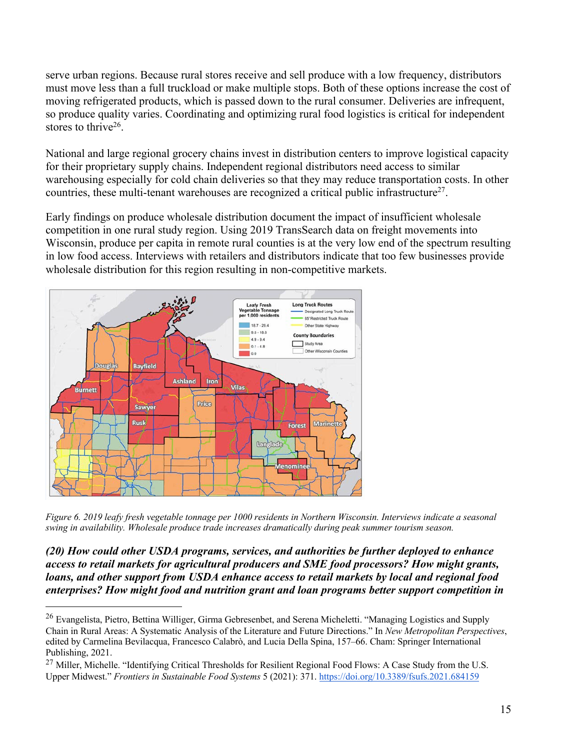serve urban regions. Because rural stores receive and sell produce with a low frequency, distributors must move less than a full truckload or make multiple stops. Both of these options increase the cost of moving refrigerated products, which is passed down to the rural consumer. Deliveries are infrequent, so produce quality varies. Coordinating and optimizing rural food logistics is critical for independent stores to thrive[26].

National and large regional grocery chains invest in distribution centers to improve logistical capacity for their proprietary supply chains. Independent regional distributors need access to similar warehousing especially for cold chain deliveries so that they may reduce transportation costs. In other countries, these multi-tenant warehouses are recognized a critical public infrastructure[27].

Early findings on produce wholesale distribution document the impact of insufficient wholesale competition in one rural study region. Using 2019 TransSearch data on freight movements into Wisconsin, produce per capita in remote rural counties is at the very low end of the spectrum resulting in low food access. Interviews with retailers and distributors indicate that too few businesses provide wholesale distribution for this region resulting in non-competitive markets.

*Figure 6. 2019 leafy fresh vegetable tonnage per 1000 residents in Northern Wisconsin. Interviews indicate a seasonal swing in availability. Wholesale produce trade increases dramatically during peak summer tourism season.*

***(20) How could other USDA programs, services, and authorities be further deployed to enhance access to retail markets for agricultural producers and SME food processors? How might grants, loans, and other support from USDA enhance access to retail markets by local and regional food enterprises? How might food and nutrition grant and loan programs better support competition in***

[26] Evangelista, Pietro, Bettina Williger, Girma Gebresenbet, and Serena Micheletti. "Managing Logistics and Supply Chain in Rural Areas: A Systematic Analysis of the Literature and Future Directions." In *New Metropolitan Perspectives*, edited by Carmelina Bevilacqua, Francesco Calabrò, and Lucia Della Spina, 157–66. Cham: Springer International Publishing, 2021.

[27] Miller, Michelle. "Identifying Critical Thresholds for Resilient Regional Food Flows: A Case Study from the U.S. Upper Midwest." *Frontiers in Sustainable Food Systems* 5 (2021): 371. https://doi.org/10.3389/fsufs.2021.684159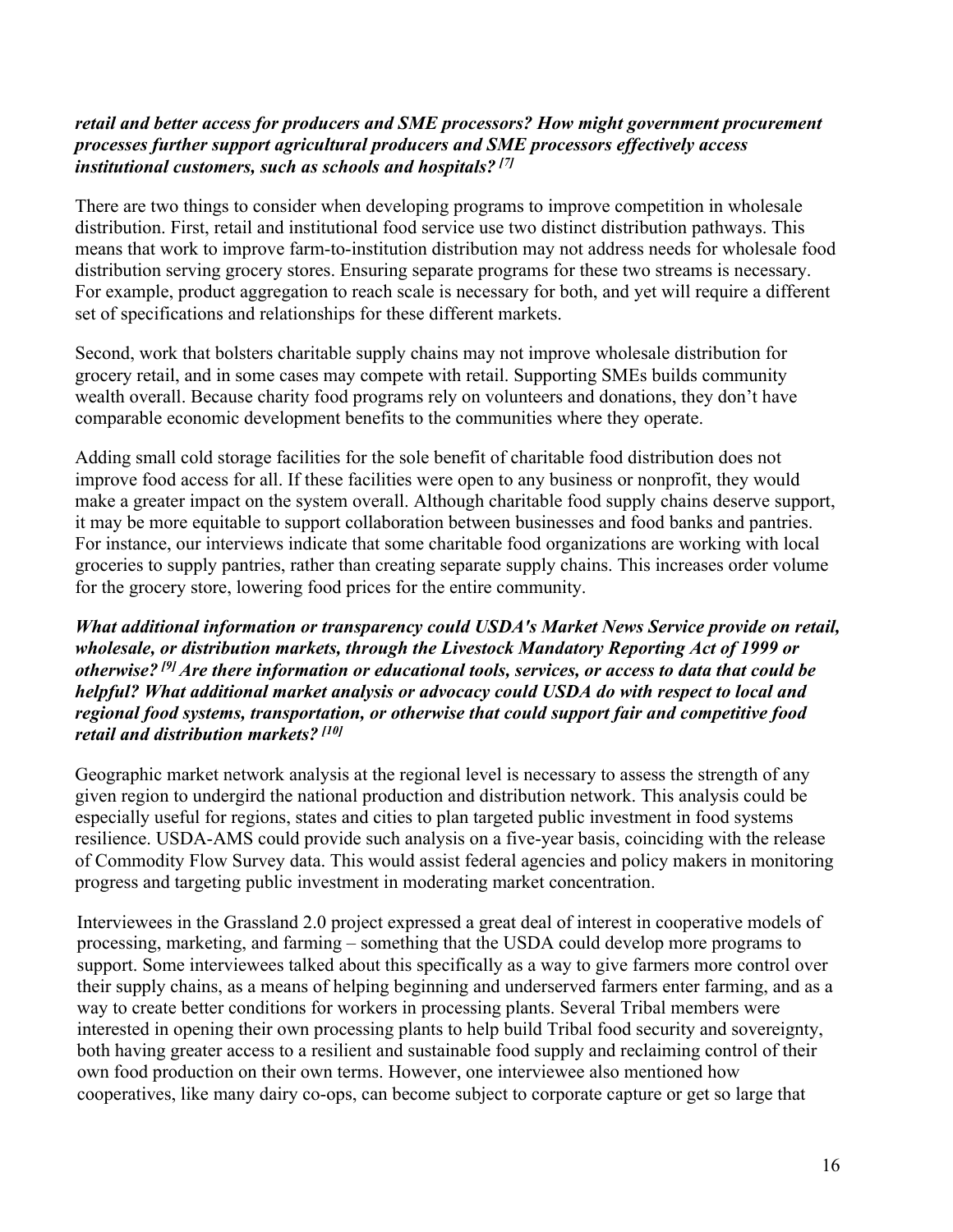***retail and better access for producers and SME processors? How might government procurement processes further support agricultural producers and SME processors effectively access institutional customers, such as schools and hospitals? [7]***

There are two things to consider when developing programs to improve competition in wholesale distribution. First, retail and institutional food service use two distinct distribution pathways. This means that work to improve farm-to-institution distribution may not address needs for wholesale food distribution serving grocery stores. Ensuring separate programs for these two streams is necessary. For example, product aggregation to reach scale is necessary for both, and yet will require a different set of specifications and relationships for these different markets.

Second, work that bolsters charitable supply chains may not improve wholesale distribution for grocery retail, and in some cases may compete with retail. Supporting SMEs builds community wealth overall. Because charity food programs rely on volunteers and donations, they don't have comparable economic development benefits to the communities where they operate.

Adding small cold storage facilities for the sole benefit of charitable food distribution does not improve food access for all. If these facilities were open to any business or nonprofit, they would make a greater impact on the system overall. Although charitable food supply chains deserve support, it may be more equitable to support collaboration between businesses and food banks and pantries. For instance, our interviews indicate that some charitable food organizations are working with local groceries to supply pantries, rather than creating separate supply chains. This increases order volume for the grocery store, lowering food prices for the entire community.

***What additional information or transparency could USDA's Market News Service provide on retail, wholesale, or distribution markets, through the Livestock Mandatory Reporting Act of 1999 or otherwise? [9] Are there information or educational tools, services, or access to data that could be helpful? What additional market analysis or advocacy could USDA do with respect to local and regional food systems, transportation, or otherwise that could support fair and competitive food retail and distribution markets? [10]***

Geographic market network analysis at the regional level is necessary to assess the strength of any given region to undergird the national production and distribution network. This analysis could be especially useful for regions, states and cities to plan targeted public investment in food systems resilience. USDA-AMS could provide such analysis on a five-year basis, coinciding with the release of Commodity Flow Survey data. This would assist federal agencies and policy makers in monitoring progress and targeting public investment in moderating market concentration.

Interviewees in the Grassland 2.0 project expressed a great deal of interest in cooperative models of processing, marketing, and farming – something that the USDA could develop more programs to support. Some interviewees talked about this specifically as a way to give farmers more control over their supply chains, as a means of helping beginning and underserved farmers enter farming, and as a way to create better conditions for workers in processing plants. Several Tribal members were interested in opening their own processing plants to help build Tribal food security and sovereignty, both having greater access to a resilient and sustainable food supply and reclaiming control of their own food production on their own terms. However, one interviewee also mentioned how cooperatives, like many dairy co-ops, can become subject to corporate capture or get so large that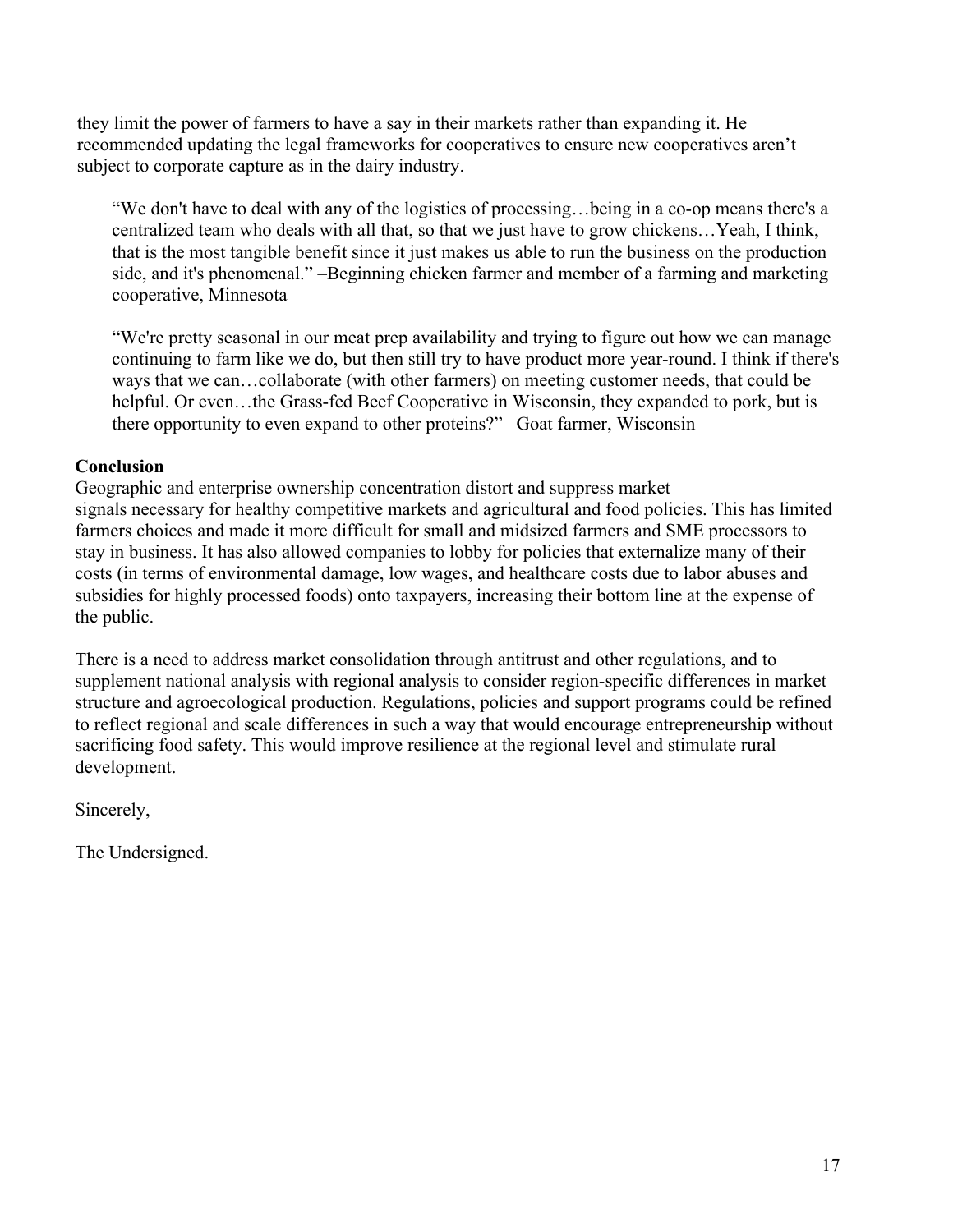they limit the power of farmers to have a say in their markets rather than expanding it. He recommended updating the legal frameworks for cooperatives to ensure new cooperatives aren't subject to corporate capture as in the dairy industry.

> "We don't have to deal with any of the logistics of processing…being in a co-op means there's a centralized team who deals with all that, so that we just have to grow chickens…Yeah, I think, that is the most tangible benefit since it just makes us able to run the business on the production side, and it's phenomenal." –Beginning chicken farmer and member of a farming and marketing cooperative, Minnesota

> "We're pretty seasonal in our meat prep availability and trying to figure out how we can manage continuing to farm like we do, but then still try to have product more year-round. I think if there's ways that we can…collaborate (with other farmers) on meeting customer needs, that could be helpful. Or even…the Grass-fed Beef Cooperative in Wisconsin, they expanded to pork, but is there opportunity to even expand to other proteins?" –Goat farmer, Wisconsin

**Conclusion**

Geographic and enterprise ownership concentration distort and suppress market signals necessary for healthy competitive markets and agricultural and food policies. This has limited farmers choices and made it more difficult for small and midsized farmers and SME processors to stay in business. It has also allowed companies to lobby for policies that externalize many of their costs (in terms of environmental damage, low wages, and healthcare costs due to labor abuses and subsidies for highly processed foods) onto taxpayers, increasing their bottom line at the expense of the public.

There is a need to address market consolidation through antitrust and other regulations, and to supplement national analysis with regional analysis to consider region-specific differences in market structure and agroecological production. Regulations, policies and support programs could be refined to reflect regional and scale differences in such a way that would encourage entrepreneurship without sacrificing food safety. This would improve resilience at the regional level and stimulate rural development.

Sincerely,

The Undersigned.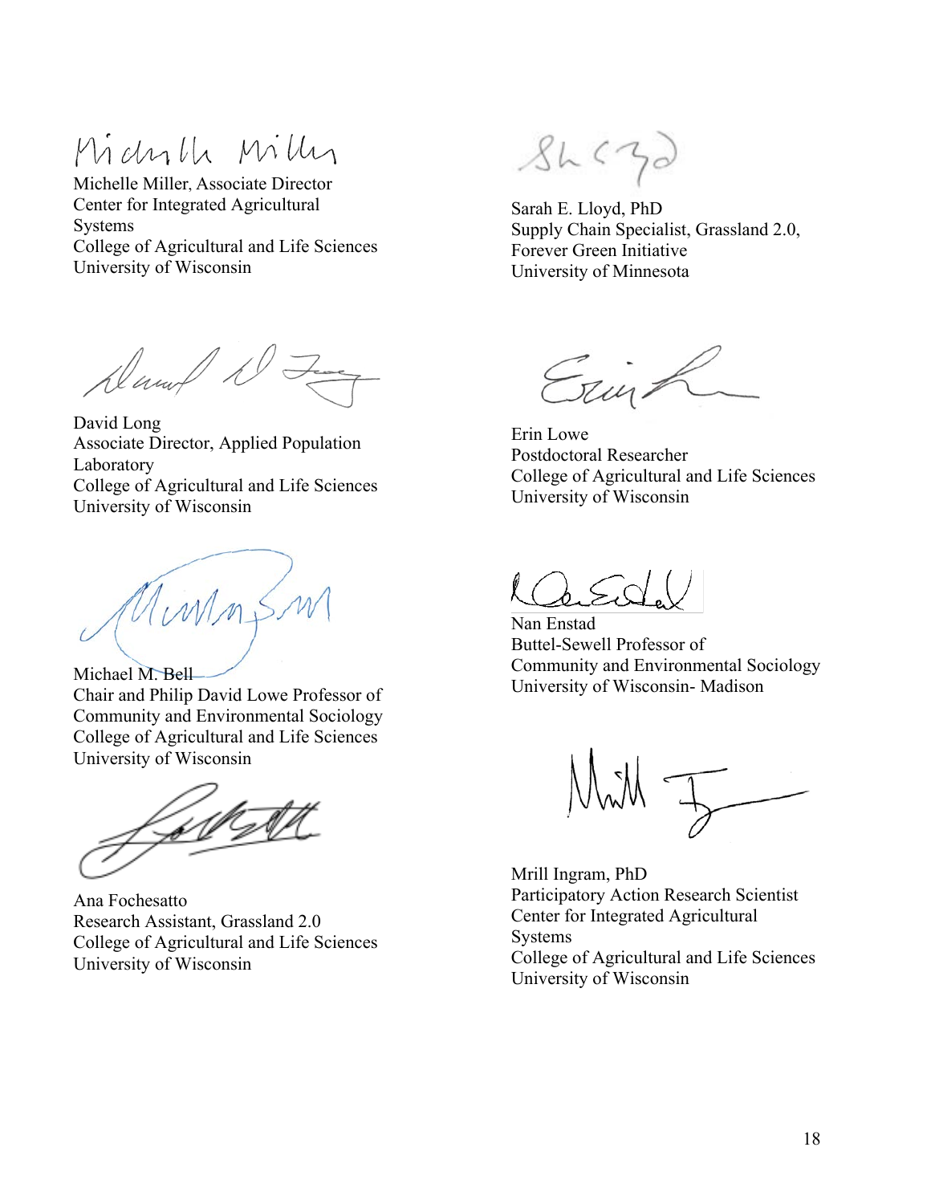Michelle Miller, Associate Director
Center for Integrated Agricultural Systems
College of Agricultural and Life Sciences
University of Wisconsin

David Long
Associate Director, Applied Population Laboratory
College of Agricultural and Life Sciences
University of Wisconsin

Michael M. Bell
Chair and Philip David Lowe Professor of Community and Environmental Sociology
College of Agricultural and Life Sciences
University of Wisconsin

Ana Fochesatto
Research Assistant, Grassland 2.0
College of Agricultural and Life Sciences
University of Wisconsin

Sarah E. Lloyd, PhD
Supply Chain Specialist, Grassland 2.0,
Forever Green Initiative
University of Minnesota

Erin Lowe
Postdoctoral Researcher
College of Agricultural and Life Sciences
University of Wisconsin

Nan Enstad
Buttel-Sewell Professor of Community and Environmental Sociology
University of Wisconsin- Madison

Mrill Ingram, PhD
Participatory Action Research Scientist
Center for Integrated Agricultural Systems
College of Agricultural and Life Sciences
University of Wisconsin